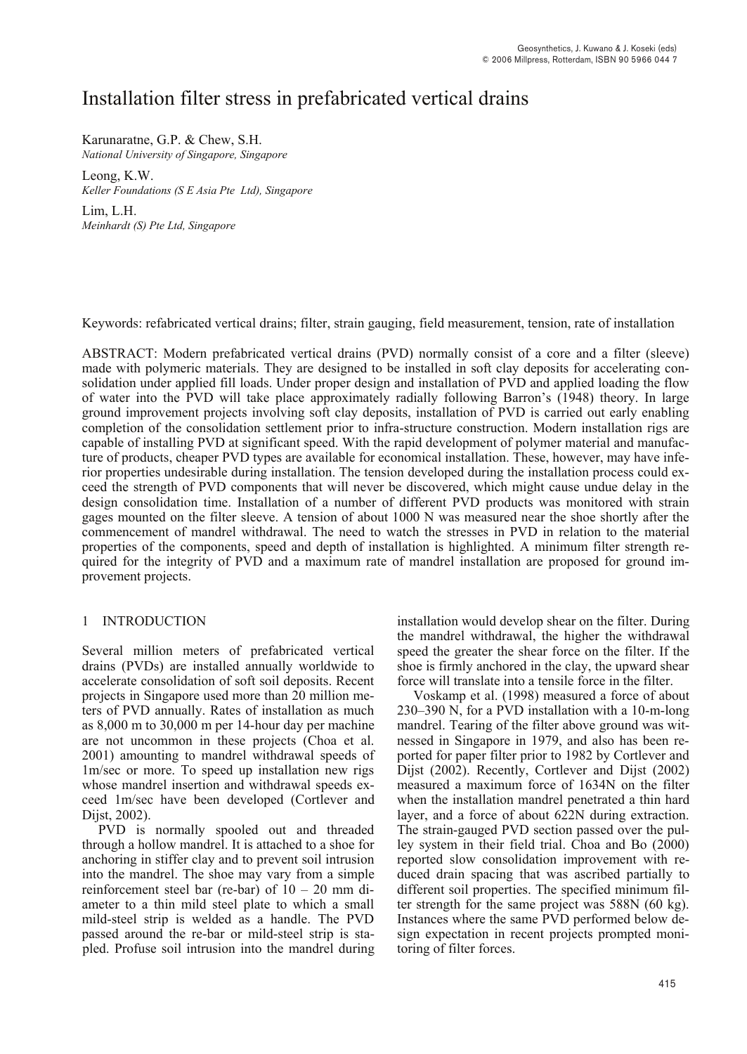# Installation filter stress in prefabricated vertical drains

Karunaratne, G.P. & Chew, S.H.
*National University of Singapore, Singapore*

Leong, K.W.
*Keller Foundations (S E Asia Pte Ltd), Singapore*

Lim, L.H.
*Meinhardt (S) Pte Ltd, Singapore*

Keywords: refabricated vertical drains; filter, strain gauging, field measurement, tension, rate of installation

ABSTRACT: Modern prefabricated vertical drains (PVD) normally consist of a core and a filter (sleeve) made with polymeric materials. They are designed to be installed in soft clay deposits for accelerating consolidation under applied fill loads. Under proper design and installation of PVD and applied loading the flow of water into the PVD will take place approximately radially following Barron's (1948) theory. In large ground improvement projects involving soft clay deposits, installation of PVD is carried out early enabling completion of the consolidation settlement prior to infra-structure construction. Modern installation rigs are capable of installing PVD at significant speed. With the rapid development of polymer material and manufacture of products, cheaper PVD types are available for economical installation. These, however, may have inferior properties undesirable during installation. The tension developed during the installation process could exceed the strength of PVD components that will never be discovered, which might cause undue delay in the design consolidation time. Installation of a number of different PVD products was monitored with strain gages mounted on the filter sleeve. A tension of about 1000 N was measured near the shoe shortly after the commencement of mandrel withdrawal. The need to watch the stresses in PVD in relation to the material properties of the components, speed and depth of installation is highlighted. A minimum filter strength required for the integrity of PVD and a maximum rate of mandrel installation are proposed for ground improvement projects.

## 1 INTRODUCTION

Several million meters of prefabricated vertical drains (PVDs) are installed annually worldwide to accelerate consolidation of soft soil deposits. Recent projects in Singapore used more than 20 million meters of PVD annually. Rates of installation as much as 8,000 m to 30,000 m per 14-hour day per machine are not uncommon in these projects (Choa et al. 2001) amounting to mandrel withdrawal speeds of 1m/sec or more. To speed up installation new rigs whose mandrel insertion and withdrawal speeds exceed 1m/sec have been developed (Cortlever and Dijst, 2002).

PVD is normally spooled out and threaded through a hollow mandrel. It is attached to a shoe for anchoring in stiffer clay and to prevent soil intrusion into the mandrel. The shoe may vary from a simple reinforcement steel bar (re-bar) of 10 – 20 mm diameter to a thin mild steel plate to which a small mild-steel strip is welded as a handle. The PVD passed around the re-bar or mild-steel strip is stapled. Profuse soil intrusion into the mandrel during installation would develop shear on the filter. During the mandrel withdrawal, the higher the withdrawal speed the greater the shear force on the filter. If the shoe is firmly anchored in the clay, the upward shear force will translate into a tensile force in the filter.

Voskamp et al. (1998) measured a force of about 230–390 N, for a PVD installation with a 10-m-long mandrel. Tearing of the filter above ground was witnessed in Singapore in 1979, and also has been reported for paper filter prior to 1982 by Cortlever and Dijst (2002). Recently, Cortlever and Dijst (2002) measured a maximum force of 1634N on the filter when the installation mandrel penetrated a thin hard layer, and a force of about 622N during extraction. The strain-gauged PVD section passed over the pulley system in their field trial. Choa and Bo (2000) reported slow consolidation improvement with reduced drain spacing that was ascribed partially to different soil properties. The specified minimum filter strength for the same project was 588N (60 kg). Instances where the same PVD performed below design expectation in recent projects prompted monitoring of filter forces.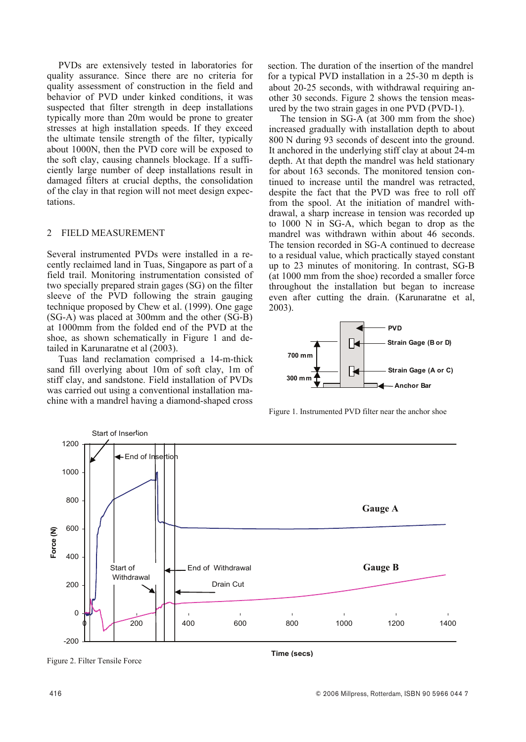PVDs are extensively tested in laboratories for quality assurance. Since there are no criteria for quality assessment of construction in the field and behavior of PVD under kinked conditions, it was suspected that filter strength in deep installations typically more than 20m would be prone to greater stresses at high installation speeds. If they exceed the ultimate tensile strength of the filter, typically about 1000N, then the PVD core will be exposed to the soft clay, causing channels blockage. If a sufficiently large number of deep installations result in damaged filters at crucial depths, the consolidation of the clay in that region will not meet design expectations.

## 2 FIELD MEASUREMENT

Several instrumented PVDs were installed in a recently reclaimed land in Tuas, Singapore as part of a field trail. Monitoring instrumentation consisted of two specially prepared strain gages (SG) on the filter sleeve of the PVD following the strain gauging technique proposed by Chew et al. (1999). One gage (SG-A) was placed at 300mm and the other (SG-B) at 1000mm from the folded end of the PVD at the shoe, as shown schematically in Figure 1 and detailed in Karunaratne et al (2003).

Tuas land reclamation comprised a 14-m-thick sand fill overlying about 10m of soft clay, 1m of stiff clay, and sandstone. Field installation of PVDs was carried out using a conventional installation machine with a mandrel having a diamond-shaped cross section. The duration of the insertion of the mandrel for a typical PVD installation in a 25-30 m depth is about 20-25 seconds, with withdrawal requiring another 30 seconds. Figure 2 shows the tension measured by the two strain gages in one PVD (PVD-1).

The tension in SG-A (at 300 mm from the shoe) increased gradually with installation depth to about 800 N during 93 seconds of descent into the ground. It anchored in the underlying stiff clay at about 24-m depth. At that depth the mandrel was held stationary for about 163 seconds. The monitored tension continued to increase until the mandrel was retracted, despite the fact that the PVD was free to roll off from the spool. At the initiation of mandrel withdrawal, a sharp increase in tension was recorded up to 1000 N in SG-A, which began to drop as the mandrel was withdrawn within about 46 seconds. The tension recorded in SG-A continued to decrease to a residual value, which practically stayed constant up to 23 minutes of monitoring. In contrast, SG-B (at 1000 mm from the shoe) recorded a smaller force throughout the installation but began to increase even after cutting the drain. (Karunaratne et al, 2003).

Figure 1. Instrumented PVD filter near the anchor shoe

Figure 2. Filter Tensile Force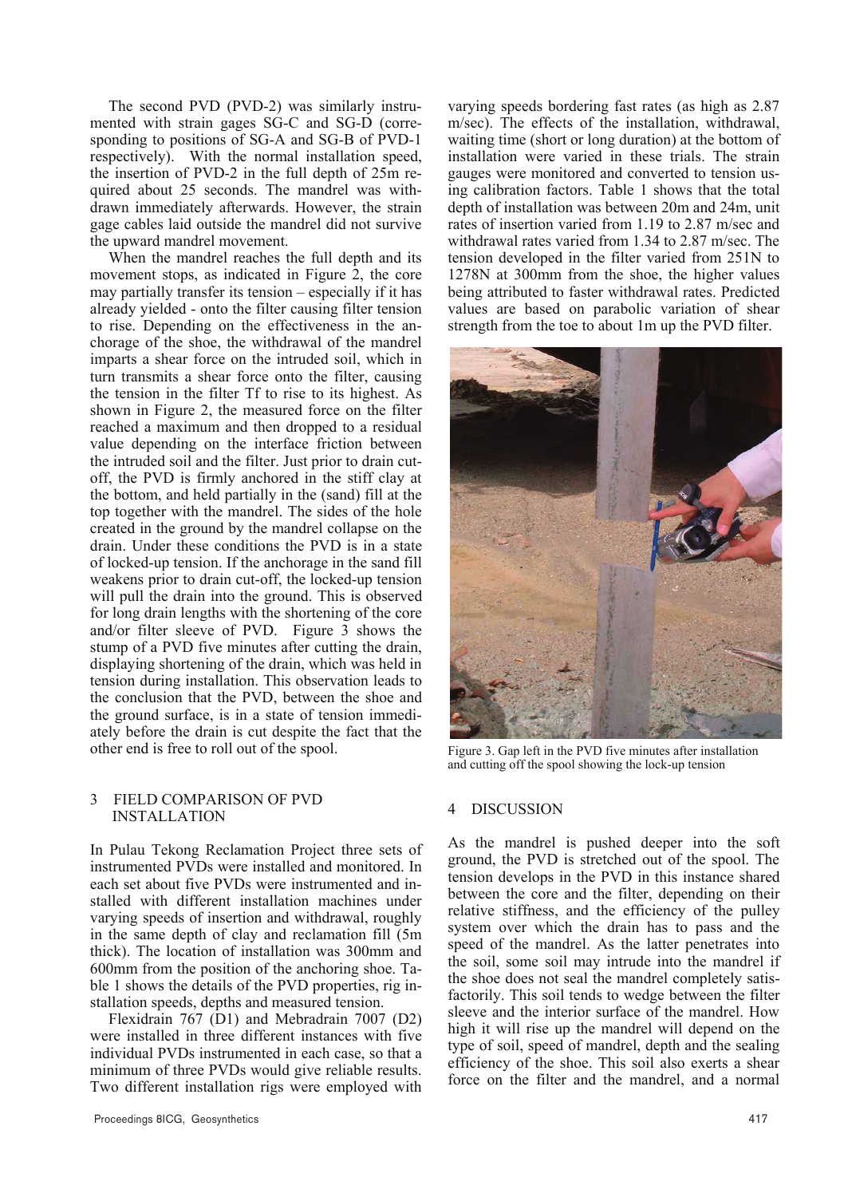The second PVD (PVD-2) was similarly instrumented with strain gages SG-C and SG-D (corresponding to positions of SG-A and SG-B of PVD-1 respectively). With the normal installation speed, the insertion of PVD-2 in the full depth of 25m required about 25 seconds. The mandrel was withdrawn immediately afterwards. However, the strain gage cables laid outside the mandrel did not survive the upward mandrel movement.

When the mandrel reaches the full depth and its movement stops, as indicated in Figure 2, the core may partially transfer its tension – especially if it has already yielded - onto the filter causing filter tension to rise. Depending on the effectiveness in the anchorage of the shoe, the withdrawal of the mandrel imparts a shear force on the intruded soil, which in turn transmits a shear force onto the filter, causing the tension in the filter Tf to rise to its highest. As shown in Figure 2, the measured force on the filter reached a maximum and then dropped to a residual value depending on the interface friction between the intruded soil and the filter. Just prior to drain cutoff, the PVD is firmly anchored in the stiff clay at the bottom, and held partially in the (sand) fill at the top together with the mandrel. The sides of the hole created in the ground by the mandrel collapse on the drain. Under these conditions the PVD is in a state of locked-up tension. If the anchorage in the sand fill weakens prior to drain cut-off, the locked-up tension will pull the drain into the ground. This is observed for long drain lengths with the shortening of the core and/or filter sleeve of PVD. Figure 3 shows the stump of a PVD five minutes after cutting the drain, displaying shortening of the drain, which was held in tension during installation. This observation leads to the conclusion that the PVD, between the shoe and the ground surface, is in a state of tension immediately before the drain is cut despite the fact that the other end is free to roll out of the spool.

## 3 FIELD COMPARISON OF PVD INSTALLATION

In Pulau Tekong Reclamation Project three sets of instrumented PVDs were installed and monitored. In each set about five PVDs were instrumented and installed with different installation machines under varying speeds of insertion and withdrawal, roughly in the same depth of clay and reclamation fill (5m thick). The location of installation was 300mm and 600mm from the position of the anchoring shoe. Table 1 shows the details of the PVD properties, rig installation speeds, depths and measured tension.

Flexidrain 767 (D1) and Mebradrain 7007 (D2) were installed in three different instances with five individual PVDs instrumented in each case, so that a minimum of three PVDs would give reliable results. Two different installation rigs were employed with varying speeds bordering fast rates (as high as 2.87 m/sec). The effects of the installation, withdrawal, waiting time (short or long duration) at the bottom of installation were varied in these trials. The strain gauges were monitored and converted to tension using calibration factors. Table 1 shows that the total depth of installation was between 20m and 24m, unit rates of insertion varied from 1.19 to 2.87 m/sec and withdrawal rates varied from 1.34 to 2.87 m/sec. The tension developed in the filter varied from 251N to 1278N at 300mm from the shoe, the higher values being attributed to faster withdrawal rates. Predicted values are based on parabolic variation of shear strength from the toe to about 1m up the PVD filter.

Figure 3. Gap left in the PVD five minutes after installation and cutting off the spool showing the lock-up tension

## 4 DISCUSSION

As the mandrel is pushed deeper into the soft ground, the PVD is stretched out of the spool. The tension develops in the PVD in this instance shared between the core and the filter, depending on their relative stiffness, and the efficiency of the pulley system over which the drain has to pass and the speed of the mandrel. As the latter penetrates into the soil, some soil may intrude into the mandrel if the shoe does not seal the mandrel completely satisfactorily. This soil tends to wedge between the filter sleeve and the interior surface of the mandrel. How high it will rise up the mandrel will depend on the type of soil, speed of mandrel, depth and the sealing efficiency of the shoe. This soil also exerts a shear force on the filter and the mandrel, and a normal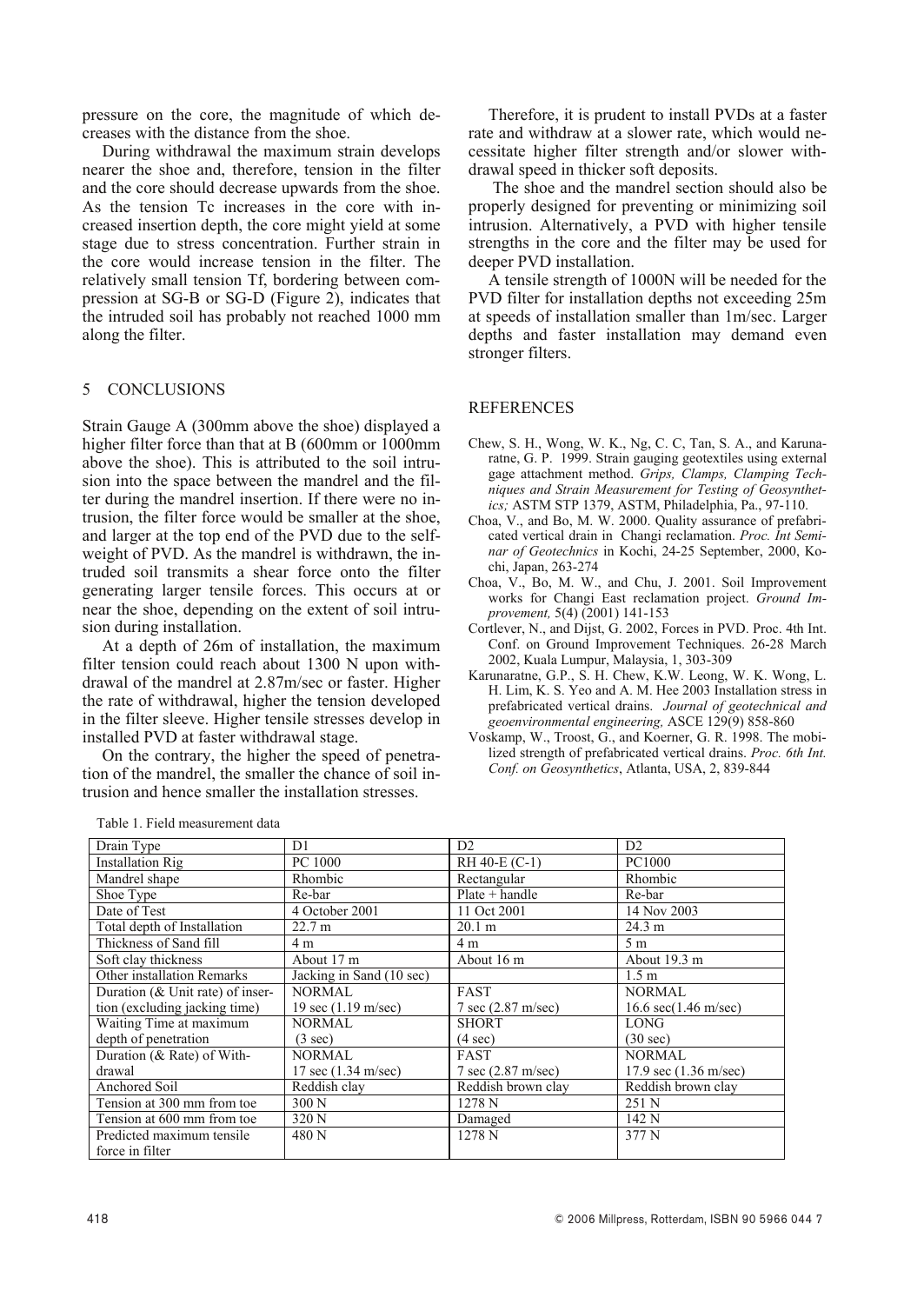pressure on the core, the magnitude of which decreases with the distance from the shoe.

During withdrawal the maximum strain develops nearer the shoe and, therefore, tension in the filter and the core should decrease upwards from the shoe. As the tension Tc increases in the core with increased insertion depth, the core might yield at some stage due to stress concentration. Further strain in the core would increase tension in the filter. The relatively small tension Tf, bordering between compression at SG-B or SG-D (Figure 2), indicates that the intruded soil has probably not reached 1000 mm along the filter.

## 5 CONCLUSIONS

Strain Gauge A (300mm above the shoe) displayed a higher filter force than that at B (600mm or 1000mm above the shoe). This is attributed to the soil intrusion into the space between the mandrel and the filter during the mandrel insertion. If there were no intrusion, the filter force would be smaller at the shoe, and larger at the top end of the PVD due to the self-weight of PVD. As the mandrel is withdrawn, the intruded soil transmits a shear force onto the filter generating larger tensile forces. This occurs at or near the shoe, depending on the extent of soil intrusion during installation.

At a depth of 26m of installation, the maximum filter tension could reach about 1300 N upon withdrawal of the mandrel at 2.87m/sec or faster. Higher the rate of withdrawal, higher the tension developed in the filter sleeve. Higher tensile stresses develop in installed PVD at faster withdrawal stage.

On the contrary, the higher the speed of penetration of the mandrel, the smaller the chance of soil intrusion and hence smaller the installation stresses.

Therefore, it is prudent to install PVDs at a faster rate and withdraw at a slower rate, which would necessitate higher filter strength and/or slower withdrawal speed in thicker soft deposits.

The shoe and the mandrel section should also be properly designed for preventing or minimizing soil intrusion. Alternatively, a PVD with higher tensile strengths in the core and the filter may be used for deeper PVD installation.

A tensile strength of 1000N will be needed for the PVD filter for installation depths not exceeding 25m at speeds of installation smaller than 1m/sec. Larger depths and faster installation may demand even stronger filters.

## REFERENCES

Chew, S. H., Wong, W. K., Ng, C. C, Tan, S. A., and Karunaratne, G. P. 1999. Strain gauging geotextiles using external gage attachment method. *Grips, Clamps, Clamping Techniques and Strain Measurement for Testing of Geosynthetics;* ASTM STP 1379, ASTM, Philadelphia, Pa., 97-110.

Choa, V., and Bo, M. W. 2000. Quality assurance of prefabricated vertical drain in Changi reclamation. *Proc. Int Seminar of Geotechnics* in Kochi, 24-25 September, 2000, Kochi, Japan, 263-274

Choa, V., Bo, M. W., and Chu, J. 2001. Soil Improvement works for Changi East reclamation project. *Ground Improvement,* 5(4) (2001) 141-153

Cortlever, N., and Dijst, G. 2002, Forces in PVD. Proc. 4th Int. Conf. on Ground Improvement Techniques. 26-28 March 2002, Kuala Lumpur, Malaysia, 1, 303-309

Karunaratne, G.P., S. H. Chew, K.W. Leong, W. K. Wong, L. H. Lim, K. S. Yeo and A. M. Hee 2003 Installation stress in prefabricated vertical drains. *Journal of geotechnical and geoenvironmental engineering,* ASCE 129(9) 858-860

Voskamp, W., Troost, G., and Koerner, G. R. 1998. The mobilized strength of prefabricated vertical drains. *Proc. 6th Int. Conf. on Geosynthetics*, Atlanta, USA, 2, 839-844

Table 1. Field measurement data

| Drain Type | D1 | D2 | D2 |
|---|---|---|---|
| Installation Rig | PC 1000 | RH 40-E (C-1) | PC1000 |
| Mandrel shape | Rhombic | Rectangular | Rhombic |
| Shoe Type | Re-bar | Plate + handle | Re-bar |
| Date of Test | 4 October 2001 | 11 Oct 2001 | 14 Nov 2003 |
| Total depth of Installation | 22.7 m | 20.1 m | 24.3 m |
| Thickness of Sand fill | 4 m | 4 m | 5 m |
| Soft clay thickness | About 17 m | About 16 m | About 19.3 m |
| Other installation Remarks | Jacking in Sand (10 sec) | | 1.5 m |
| Duration (& Unit rate) of insertion (excluding jacking time) | NORMAL 19 sec (1.19 m/sec) | FAST 7 sec (2.87 m/sec) | NORMAL 16.6 sec(1.46 m/sec) |
| Waiting Time at maximum depth of penetration | NORMAL (3 sec) | SHORT (4 sec) | LONG (30 sec) |
| Duration (& Rate) of Withdrawal | NORMAL 17 sec (1.34 m/sec) | FAST 7 sec (2.87 m/sec) | NORMAL 17.9 sec (1.36 m/sec) |
| Anchored Soil | Reddish clay | Reddish brown clay | Reddish brown clay |
| Tension at 300 mm from toe | 300 N | 1278 N | 251 N |
| Tension at 600 mm from toe | 320 N | Damaged | 142 N |
| Predicted maximum tensile force in filter | 480 N | 1278 N | 377 N |